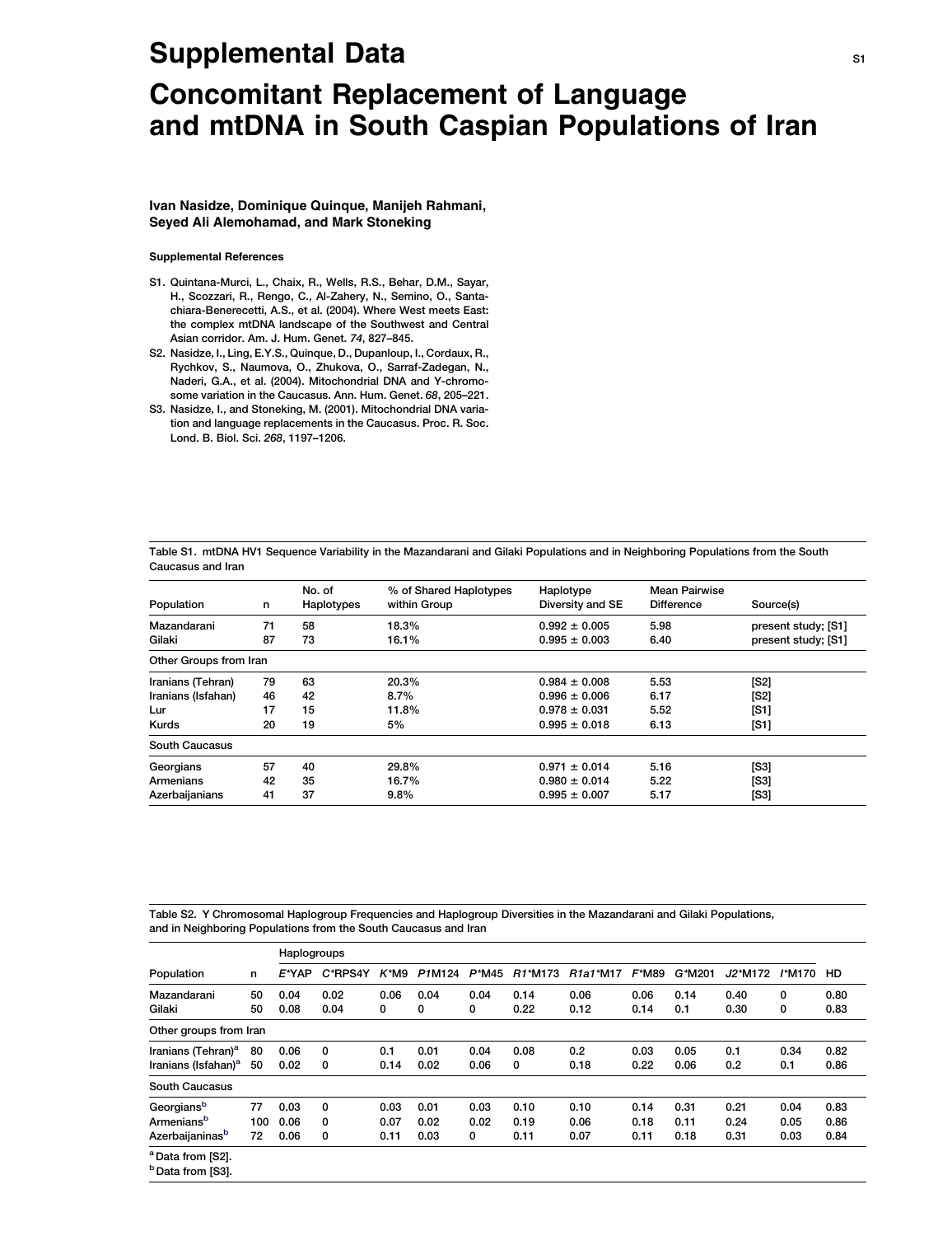# Supplemental Data

# Concomitant Replacement of Language and mtDNA in South Caspian Populations of Iran

**Ivan Nasidze, Dominique Quinque, Manijeh Rahmani, Seyed Ali Alemohamad, and Mark Stoneking**

#### Supplemental References

S1. Quintana-Murci, L., Chaix, R., Wells, R.S., Behar, D.M., Sayar, H., Scozzari, R., Rengo, C., Al-Zahery, N., Semino, O., Santachiara-Benerecetti, A.S., et al. (2004). Where West meets East: the complex mtDNA landscape of the Southwest and Central Asian corridor. Am. J. Hum. Genet. *74*, 827–845.

S2. Nasidze, I., Ling, E.Y.S., Quinque, D., Dupanloup, I., Cordaux, R., Rychkov, S., Naumova, O., Zhukova, O., Sarraf-Zadegan, N., Naderi, G.A., et al. (2004). Mitochondrial DNA and Y-chromosome variation in the Caucasus. Ann. Hum. Genet. *68*, 205–221.

S3. Nasidze, I., and Stoneking, M. (2001). Mitochondrial DNA variation and language replacements in the Caucasus. Proc. R. Soc. Lond. B. Biol. Sci. *268*, 1197–1206.

Table S1. mtDNA HV1 Sequence Variability in the Mazandarani and Gilaki Populations and in Neighboring Populations from the South Caucasus and Iran

| Population | n | No. of Haplotypes | % of Shared Haplotypes within Group | Haplotype Diversity and SE | Mean Pairwise Difference | Source(s) |
|---|---|---|---|---|---|---|
| Mazandarani | 71 | 58 | 18.3% | 0.992 ± 0.005 | 5.98 | present study; [S1] |
| Gilaki | 87 | 73 | 16.1% | 0.995 ± 0.003 | 6.40 | present study; [S1] |
| Other Groups from Iran | | | | | | |
| Iranians (Tehran) | 79 | 63 | 20.3% | 0.984 ± 0.008 | 5.53 | [S2] |
| Iranians (Isfahan) | 46 | 42 | 8.7% | 0.996 ± 0.006 | 6.17 | [S2] |
| Lur | 17 | 15 | 11.8% | 0.978 ± 0.031 | 5.52 | [S1] |
| Kurds | 20 | 19 | 5% | 0.995 ± 0.018 | 6.13 | [S1] |
| South Caucasus | | | | | | |
| Georgians | 57 | 40 | 29.8% | 0.971 ± 0.014 | 5.16 | [S3] |
| Armenians | 42 | 35 | 16.7% | 0.980 ± 0.014 | 5.22 | [S3] |
| Azerbaijanians | 41 | 37 | 9.8% | 0.995 ± 0.007 | 5.17 | [S3] |

Table S2. Y Chromosomal Haplogroup Frequencies and Haplogroup Diversities in the Mazandarani and Gilaki Populations, and in Neighboring Populations from the South Caucasus and Iran

| | | Haplogroups | | | | | | | | | | | |
|---|---|---|---|---|---|---|---|---|---|---|---|---|---|
| Population | n | *E*\*YAP | *C*\*RPS4Y | *K*\*M9 | *P1*M124 | *P*\*M45 | *R1*\*M173 | *R1a1*\*M17 | *F*\*M89 | *G*\*M201 | *J2*\*M172 | *I*\*M170 | HD |
| Mazandarani | 50 | 0.04 | 0.02 | 0.06 | 0.04 | 0.04 | 0.14 | 0.06 | 0.06 | 0.14 | 0.40 | 0 | 0.80 |
| Gilaki | 50 | 0.08 | 0.04 | 0 | 0 | 0 | 0.22 | 0.12 | 0.14 | 0.1 | 0.30 | 0 | 0.83 |
| Other groups from Iran | | | | | | | | | | | | | |
| Iranians (Tehran)[a] | 80 | 0.06 | 0 | 0.1 | 0.01 | 0.04 | 0.08 | 0.2 | 0.03 | 0.05 | 0.1 | 0.34 | 0.82 |
| Iranians (Isfahan)[a] | 50 | 0.02 | 0 | 0.14 | 0.02 | 0.06 | 0 | 0.18 | 0.22 | 0.06 | 0.2 | 0.1 | 0.86 |
| South Caucasus | | | | | | | | | | | | | |
| Georgians[b] | 77 | 0.03 | 0 | 0.03 | 0.01 | 0.03 | 0.10 | 0.10 | 0.14 | 0.31 | 0.21 | 0.04 | 0.83 |
| Armenians[b] | 100 | 0.06 | 0 | 0.07 | 0.02 | 0.02 | 0.19 | 0.06 | 0.18 | 0.11 | 0.24 | 0.05 | 0.86 |
| Azerbaijaninas[b] | 72 | 0.06 | 0 | 0.11 | 0.03 | 0 | 0.11 | 0.07 | 0.11 | 0.18 | 0.31 | 0.03 | 0.84 |

[a] Data from [S2].
[b] Data from [S3].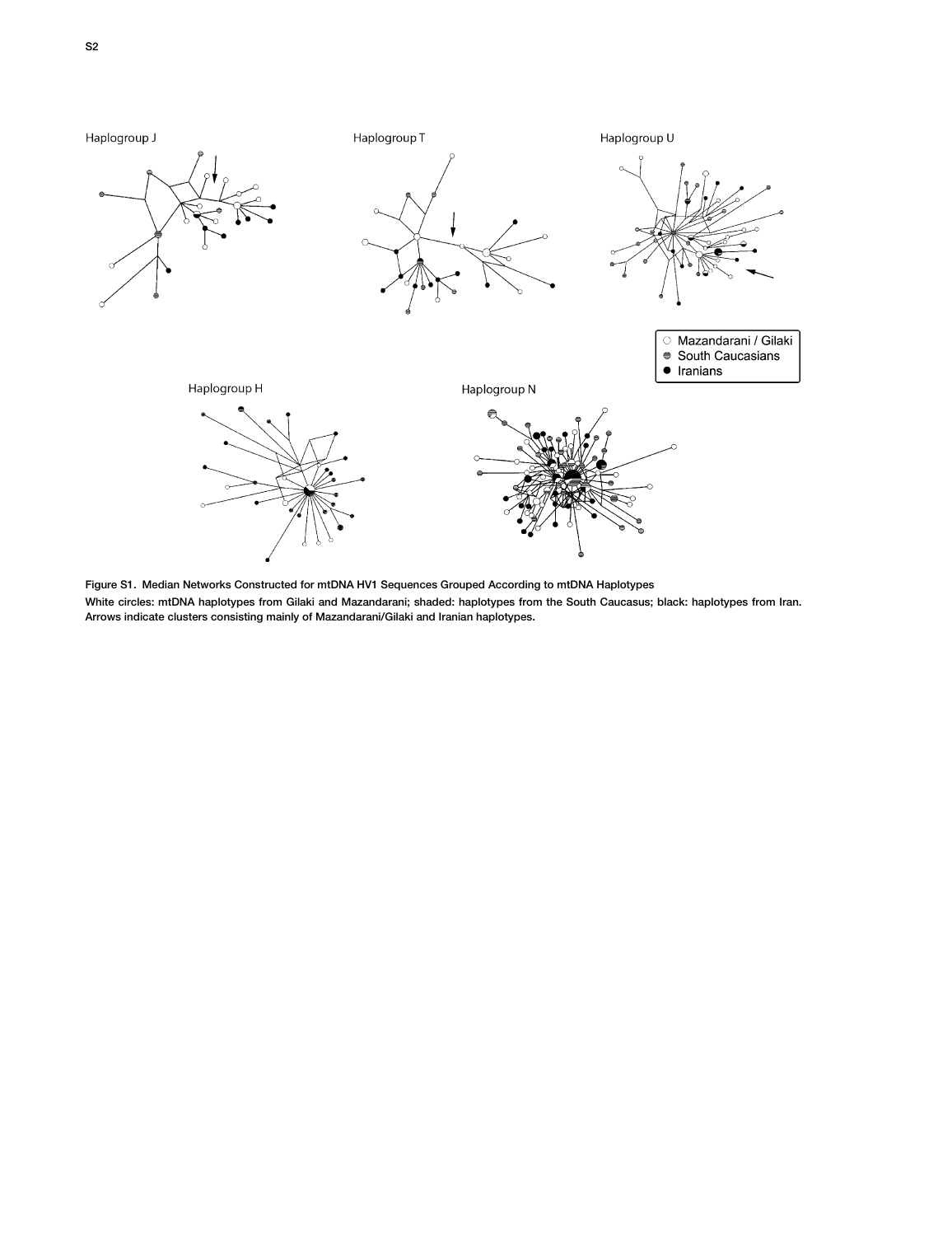**Figure S1. Median Networks Constructed for mtDNA HV1 Sequences Grouped According to mtDNA Haplotypes**

White circles: mtDNA haplotypes from Gilaki and Mazandarani; shaded: haplotypes from the South Caucasus; black: haplotypes from Iran. Arrows indicate clusters consisting mainly of Mazandarani/Gilaki and Iranian haplotypes.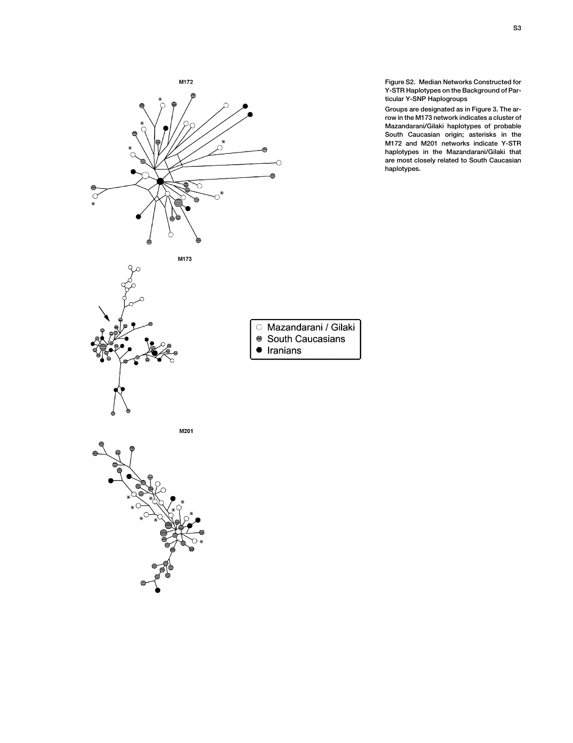M172

M173

M201

Mazandarani / Gilaki

South Caucasians

Iranians

**Figure S2. Median Networks Constructed for Y-STR Haplotypes on the Background of Particular Y-SNP Haplogroups**

Groups are designated as in Figure 3. The arrow in the M173 network indicates a cluster of Mazandarani/Gilaki haplotypes of probable South Caucasian origin; asterisks in the M172 and M201 networks indicate Y-STR haplotypes in the Mazandarani/Gilaki that are most closely related to South Caucasian haplotypes.